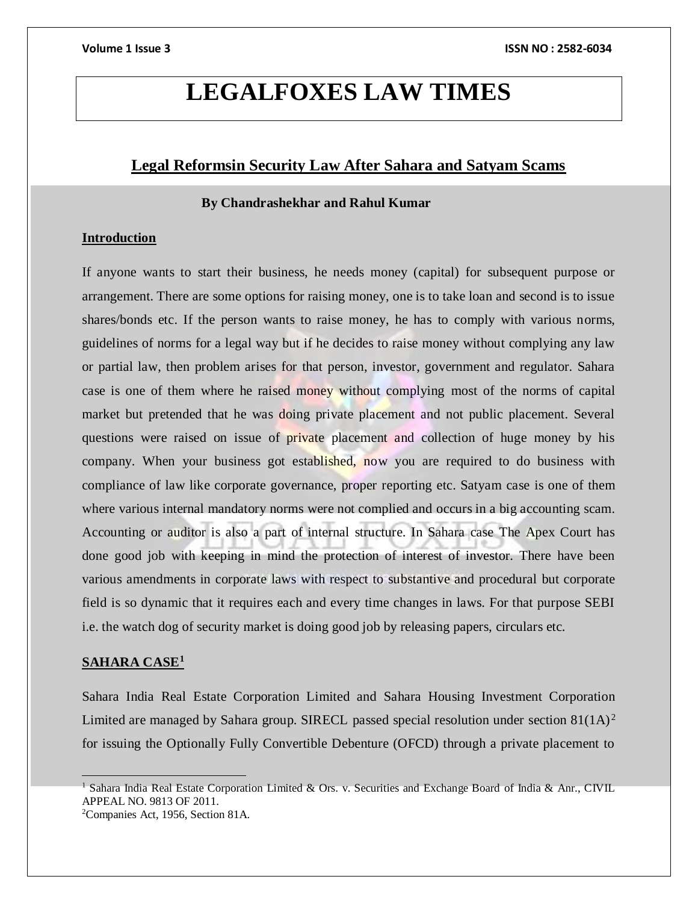# LEGALFOXES LAW TIMES

## Legal Reformsin Security Law After Sahara and Satyam Scams

**By Chandrashekhar and Rahul Kumar**

### Introduction

If anyone wants to start their business, he needs money (capital) for subsequent purpose or arrangement. There are some options for raising money, one is to take loan and second is to issue shares/bonds etc. If the person wants to raise money, he has to comply with various norms, guidelines of norms for a legal way but if he decides to raise money without complying any law or partial law, then problem arises for that person, investor, government and regulator. Sahara case is one of them where he raised money without complying most of the norms of capital market but pretended that he was doing private placement and not public placement. Several questions were raised on issue of private placement and collection of huge money by his company. When your business got established, now you are required to do business with compliance of law like corporate governance, proper reporting etc. Satyam case is one of them where various internal mandatory norms were not complied and occurs in a big accounting scam. Accounting or auditor is also a part of internal structure. In Sahara case The Apex Court has done good job with keeping in mind the protection of interest of investor. There have been various amendments in corporate laws with respect to substantive and procedural but corporate field is so dynamic that it requires each and every time changes in laws. For that purpose SEBI i.e. the watch dog of security market is doing good job by releasing papers, circulars etc.

### SAHARA CASE[1]

Sahara India Real Estate Corporation Limited and Sahara Housing Investment Corporation Limited are managed by Sahara group. SIRECL passed special resolution under section 81(1A)[2] for issuing the Optionally Fully Convertible Debenture (OFCD) through a private placement to

---

[1] Sahara India Real Estate Corporation Limited & Ors. v. Securities and Exchange Board of India & Anr., CIVIL APPEAL NO. 9813 OF 2011.

[2] Companies Act, 1956, Section 81A.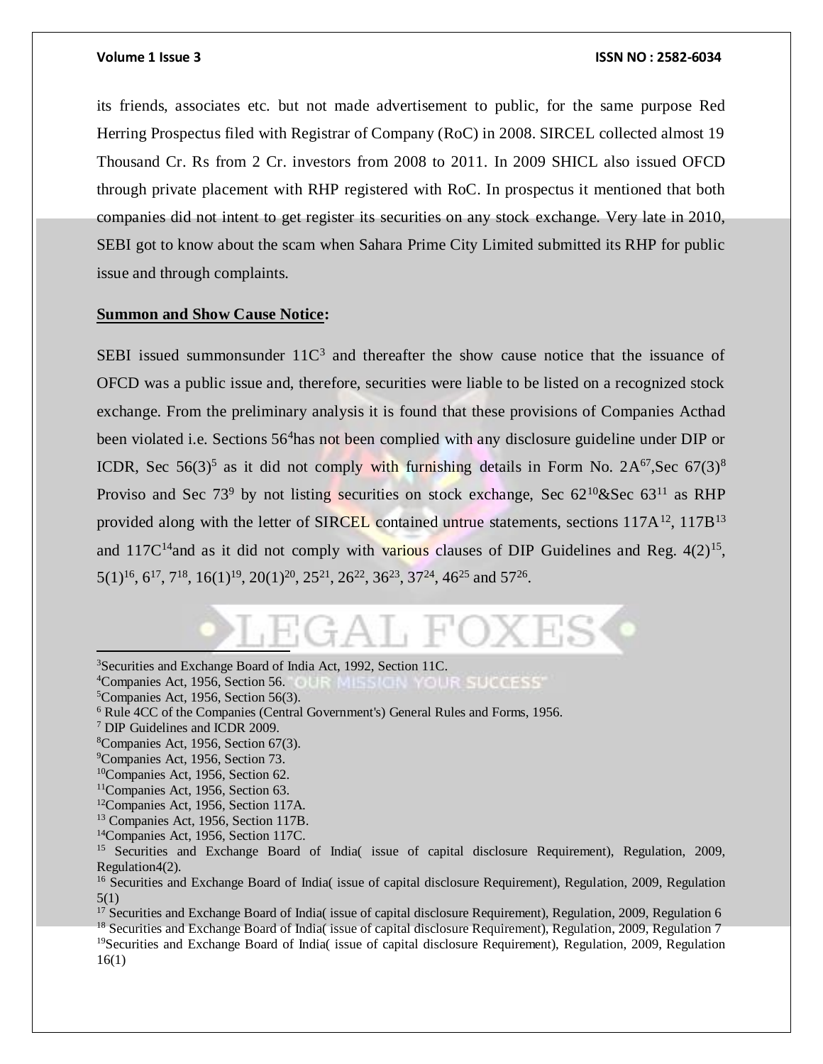its friends, associates etc. but not made advertisement to public, for the same purpose Red Herring Prospectus filed with Registrar of Company (RoC) in 2008. SIRCEL collected almost 19 Thousand Cr. Rs from 2 Cr. investors from 2008 to 2011. In 2009 SHICL also issued OFCD through private placement with RHP registered with RoC. In prospectus it mentioned that both companies did not intent to get register its securities on any stock exchange. Very late in 2010, SEBI got to know about the scam when Sahara Prime City Limited submitted its RHP for public issue and through complaints.

**Summon and Show Cause Notice:**

SEBI issued summonsunder 11C[3] and thereafter the show cause notice that the issuance of OFCD was a public issue and, therefore, securities were liable to be listed on a recognized stock exchange. From the preliminary analysis it is found that these provisions of Companies Acthad been violated i.e. Sections 56[4]has not been complied with any disclosure guideline under DIP or ICDR, Sec 56(3)[5] as it did not comply with furnishing details in Form No. 2A[6][7],Sec 67(3)[8] Proviso and Sec 73[9] by not listing securities on stock exchange, Sec 62[10]&Sec 63[11] as RHP provided along with the letter of SIRCEL contained untrue statements, sections 117A[12], 117B[13] and 117C[14]and as it did not comply with various clauses of DIP Guidelines and Reg. 4(2)[15], 5(1)[16], 6[17], 7[18], 16(1)[19], 20(1)[20], 25[21], 26[22], 36[23], 37[24], 46[25] and 57[26].

---

[3]Securities and Exchange Board of India Act, 1992, Section 11C.

[4]Companies Act, 1956, Section 56.

[5]Companies Act, 1956, Section 56(3).

[6] Rule 4CC of the Companies (Central Government's) General Rules and Forms, 1956.

[7] DIP Guidelines and ICDR 2009.

[8]Companies Act, 1956, Section 67(3).

[9]Companies Act, 1956, Section 73.

[10]Companies Act, 1956, Section 62.

[11]Companies Act, 1956, Section 63.

[12]Companies Act, 1956, Section 117A.

[13] Companies Act, 1956, Section 117B.

[14]Companies Act, 1956, Section 117C.

[15] Securities and Exchange Board of India( issue of capital disclosure Requirement), Regulation, 2009, Regulation4(2).

[16] Securities and Exchange Board of India( issue of capital disclosure Requirement), Regulation, 2009, Regulation 5(1)

[17] Securities and Exchange Board of India( issue of capital disclosure Requirement), Regulation, 2009, Regulation 6

[18] Securities and Exchange Board of India( issue of capital disclosure Requirement), Regulation, 2009, Regulation 7

[19]Securities and Exchange Board of India( issue of capital disclosure Requirement), Regulation, 2009, Regulation 16(1)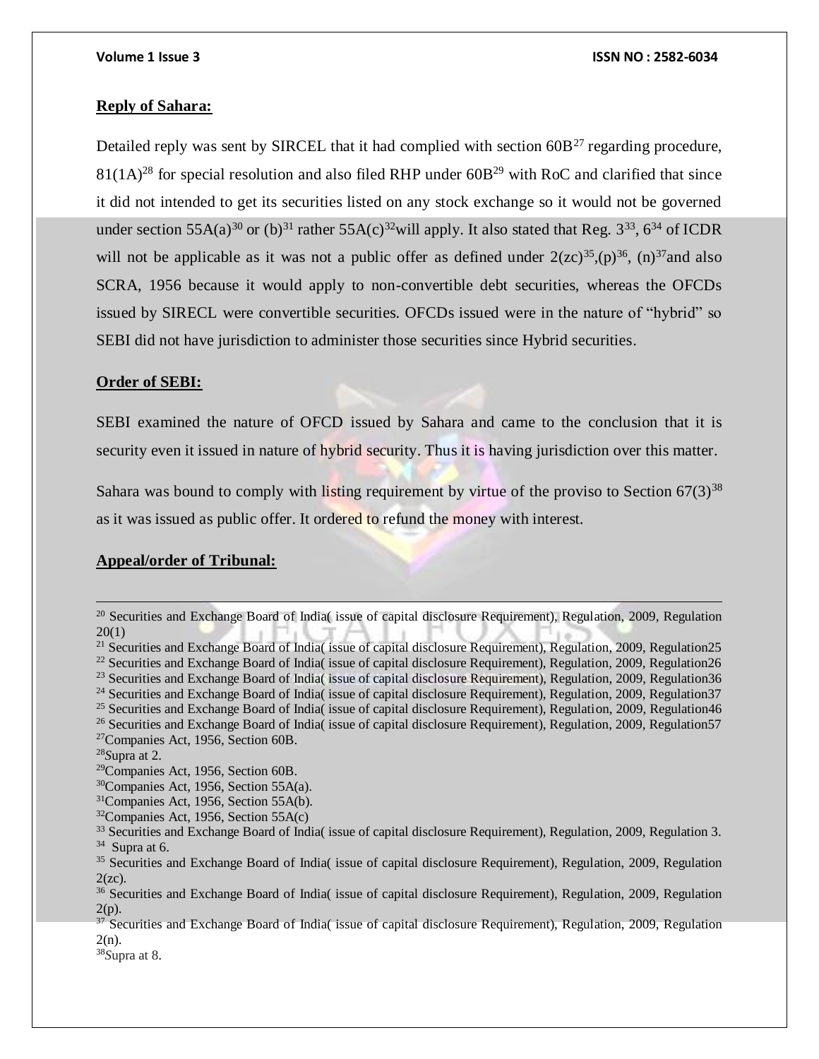**Reply of Sahara:**

Detailed reply was sent by SIRCEL that it had complied with section 60B[27] regarding procedure, 81(1A)[28] for special resolution and also filed RHP under 60B[29] with RoC and clarified that since it did not intended to get its securities listed on any stock exchange so it would not be governed under section 55A(a)[30] or (b)[31] rather 55A(c)[32]will apply. It also stated that Reg. 3[33], 6[34] of ICDR will not be applicable as it was not a public offer as defined under 2(zc)[35],(p)[36], (n)[37]and also SCRA, 1956 because it would apply to non-convertible debt securities, whereas the OFCDs issued by SIRECL were convertible securities. OFCDs issued were in the nature of "hybrid" so SEBI did not have jurisdiction to administer those securities since Hybrid securities.

**Order of SEBI:**

SEBI examined the nature of OFCD issued by Sahara and came to the conclusion that it is security even it issued in nature of hybrid security. Thus it is having jurisdiction over this matter.

Sahara was bound to comply with listing requirement by virtue of the proviso to Section 67(3)[38] as it was issued as public offer. It ordered to refund the money with interest.

**Appeal/order of Tribunal:**

---

[20] Securities and Exchange Board of India( issue of capital disclosure Requirement), Regulation, 2009, Regulation 20(1)
[21] Securities and Exchange Board of India( issue of capital disclosure Requirement), Regulation, 2009, Regulation25
[22] Securities and Exchange Board of India( issue of capital disclosure Requirement), Regulation, 2009, Regulation26
[23] Securities and Exchange Board of India( issue of capital disclosure Requirement), Regulation, 2009, Regulation36
[24] Securities and Exchange Board of India( issue of capital disclosure Requirement), Regulation, 2009, Regulation37
[25] Securities and Exchange Board of India( issue of capital disclosure Requirement), Regulation, 2009, Regulation46
[26] Securities and Exchange Board of India( issue of capital disclosure Requirement), Regulation, 2009, Regulation57
[27] Companies Act, 1956, Section 60B.
[28] Supra at 2.
[29] Companies Act, 1956, Section 60B.
[30] Companies Act, 1956, Section 55A(a).
[31] Companies Act, 1956, Section 55A(b).
[32] Companies Act, 1956, Section 55A(c)
[33] Securities and Exchange Board of India( issue of capital disclosure Requirement), Regulation, 2009, Regulation 3.
[34] Supra at 6.
[35] Securities and Exchange Board of India( issue of capital disclosure Requirement), Regulation, 2009, Regulation 2(zc).
[36] Securities and Exchange Board of India( issue of capital disclosure Requirement), Regulation, 2009, Regulation 2(p).
[37] Securities and Exchange Board of India( issue of capital disclosure Requirement), Regulation, 2009, Regulation 2(n).
[38] Supra at 8.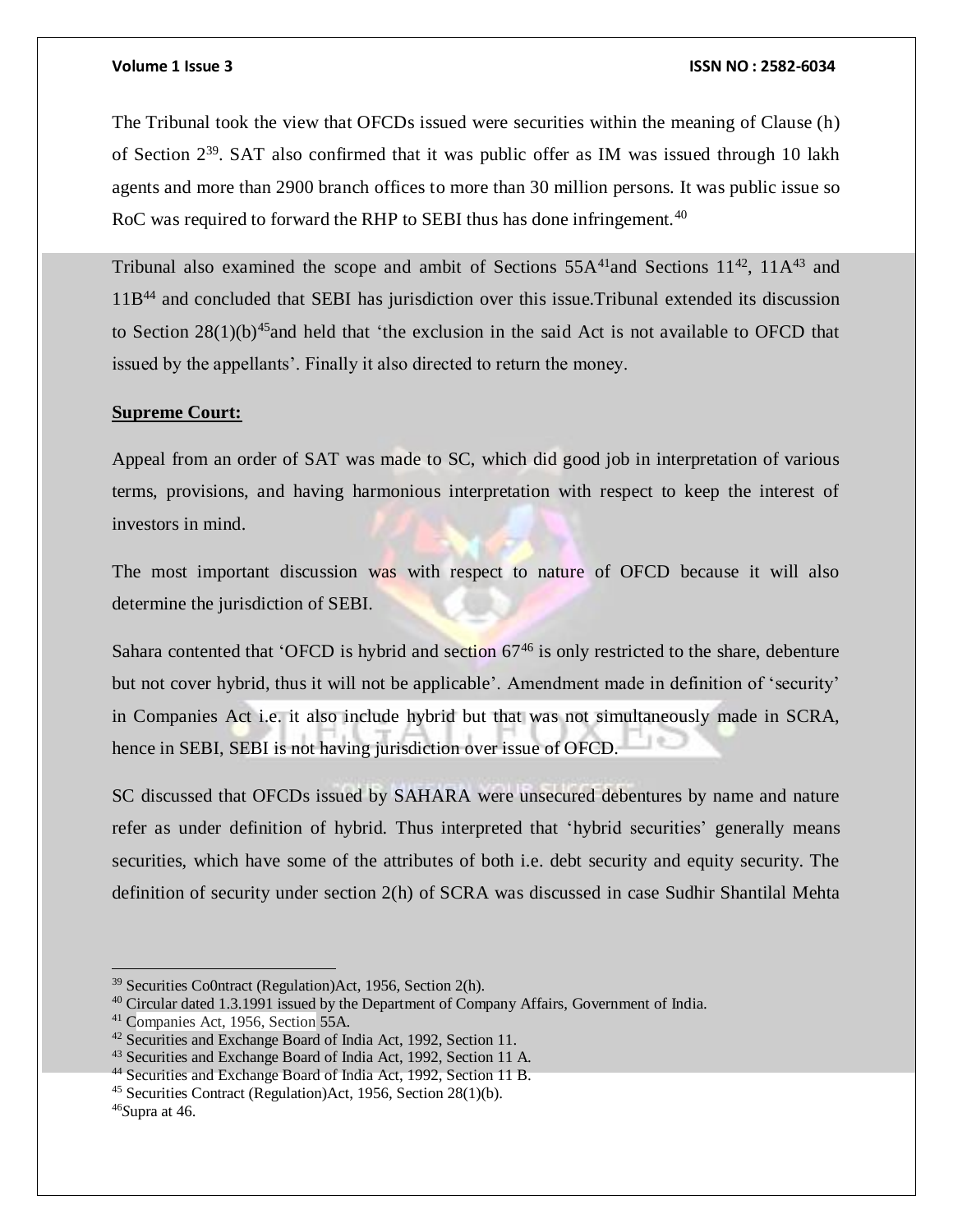The Tribunal took the view that OFCDs issued were securities within the meaning of Clause (h) of Section 2[39]. SAT also confirmed that it was public offer as IM was issued through 10 lakh agents and more than 2900 branch offices to more than 30 million persons. It was public issue so RoC was required to forward the RHP to SEBI thus has done infringement.[40]

Tribunal also examined the scope and ambit of Sections 55A[41]and Sections 11[42], 11A[43] and 11B[44] and concluded that SEBI has jurisdiction over this issue.Tribunal extended its discussion to Section 28(1)(b)[45]and held that 'the exclusion in the said Act is not available to OFCD that issued by the appellants'. Finally it also directed to return the money.

**Supreme Court:**

Appeal from an order of SAT was made to SC, which did good job in interpretation of various terms, provisions, and having harmonious interpretation with respect to keep the interest of investors in mind.

The most important discussion was with respect to nature of OFCD because it will also determine the jurisdiction of SEBI.

Sahara contented that 'OFCD is hybrid and section 67[46] is only restricted to the share, debenture but not cover hybrid, thus it will not be applicable'. Amendment made in definition of 'security' in Companies Act i.e. it also include hybrid but that was not simultaneously made in SCRA, hence in SEBI, SEBI is not having jurisdiction over issue of OFCD.

SC discussed that OFCDs issued by SAHARA were unsecured debentures by name and nature refer as under definition of hybrid. Thus interpreted that 'hybrid securities' generally means securities, which have some of the attributes of both i.e. debt security and equity security. The definition of security under section 2(h) of SCRA was discussed in case Sudhir Shantilal Mehta

---

[39] Securities Co0ntract (Regulation)Act, 1956, Section 2(h).
[40] Circular dated 1.3.1991 issued by the Department of Company Affairs, Government of India.
[41] Companies Act, 1956, Section 55A.
[42] Securities and Exchange Board of India Act, 1992, Section 11.
[43] Securities and Exchange Board of India Act, 1992, Section 11 A.
[44] Securities and Exchange Board of India Act, 1992, Section 11 B.
[45] Securities Contract (Regulation)Act, 1956, Section 28(1)(b).
[46]Supra at 46.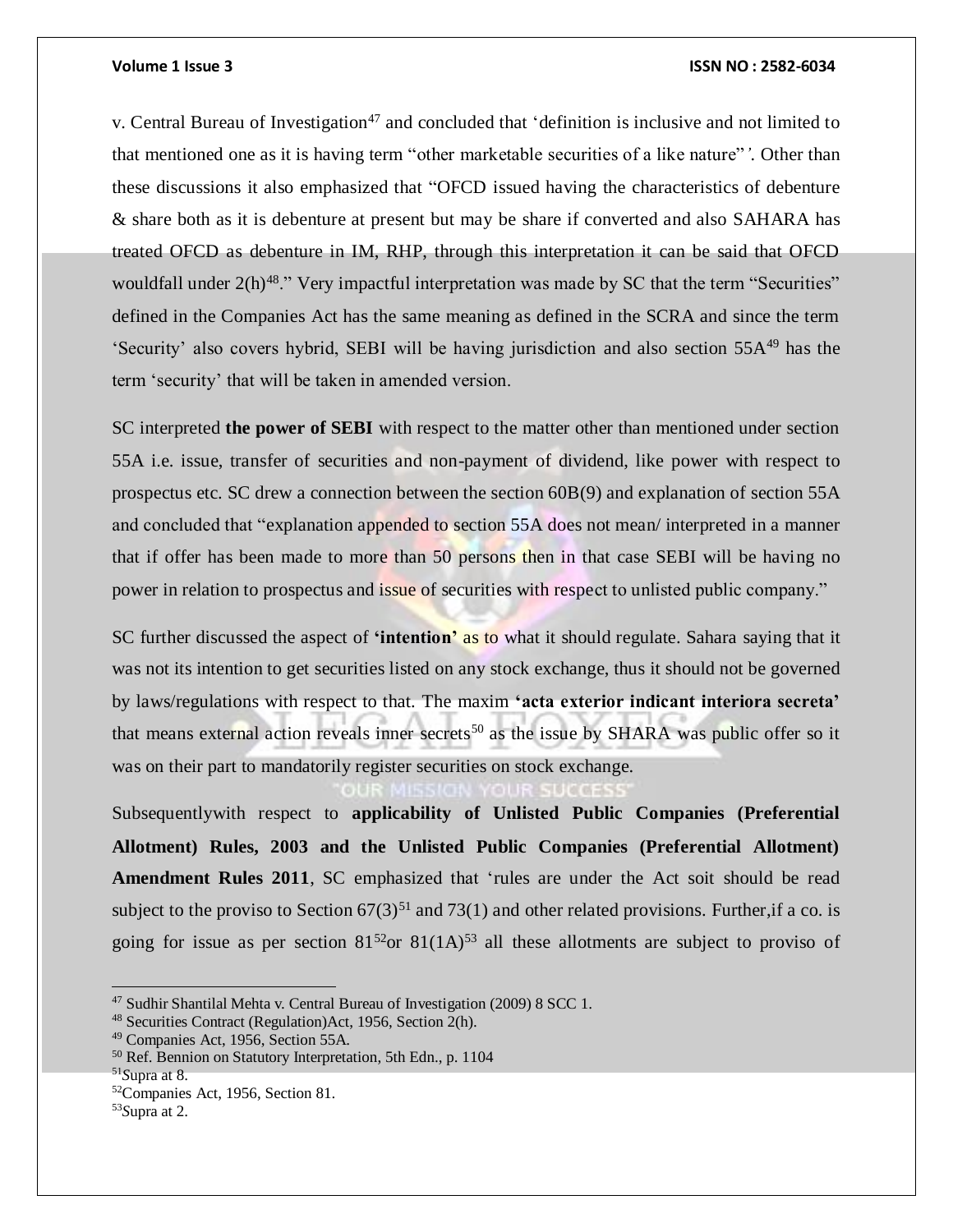v. Central Bureau of Investigation[47] and concluded that 'definition is inclusive and not limited to that mentioned one as it is having term "other marketable securities of a like nature"'. Other than these discussions it also emphasized that "OFCD issued having the characteristics of debenture & share both as it is debenture at present but may be share if converted and also SAHARA has treated OFCD as debenture in IM, RHP, through this interpretation it can be said that OFCD wouldfall under 2(h)[48]." Very impactful interpretation was made by SC that the term "Securities" defined in the Companies Act has the same meaning as defined in the SCRA and since the term 'Security' also covers hybrid, SEBI will be having jurisdiction and also section 55A[49] has the term 'security' that will be taken in amended version.

SC interpreted **the power of SEBI** with respect to the matter other than mentioned under section 55A i.e. issue, transfer of securities and non-payment of dividend, like power with respect to prospectus etc. SC drew a connection between the section 60B(9) and explanation of section 55A and concluded that "explanation appended to section 55A does not mean/ interpreted in a manner that if offer has been made to more than 50 persons then in that case SEBI will be having no power in relation to prospectus and issue of securities with respect to unlisted public company."

SC further discussed the aspect of **'intention'** as to what it should regulate. Sahara saying that it was not its intention to get securities listed on any stock exchange, thus it should not be governed by laws/regulations with respect to that. The maxim **'acta exterior indicant interiora secreta'** that means external action reveals inner secrets[50] as the issue by SHARA was public offer so it was on their part to mandatorily register securities on stock exchange.

Subsequentlywith respect to **applicability of Unlisted Public Companies (Preferential Allotment) Rules, 2003 and the Unlisted Public Companies (Preferential Allotment) Amendment Rules 2011**, SC emphasized that 'rules are under the Act soit should be read subject to the proviso to Section 67(3)[51] and 73(1) and other related provisions. Further,if a co. is going for issue as per section 81[52]or 81(1A)[53] all these allotments are subject to proviso of

---

[47] Sudhir Shantilal Mehta v. Central Bureau of Investigation (2009) 8 SCC 1.

[48] Securities Contract (Regulation)Act, 1956, Section 2(h).

[49] Companies Act, 1956, Section 55A.

[50] Ref. Bennion on Statutory Interpretation, 5th Edn., p. 1104

[51]Supra at 8.

[52]Companies Act, 1956, Section 81.

[53]Supra at 2.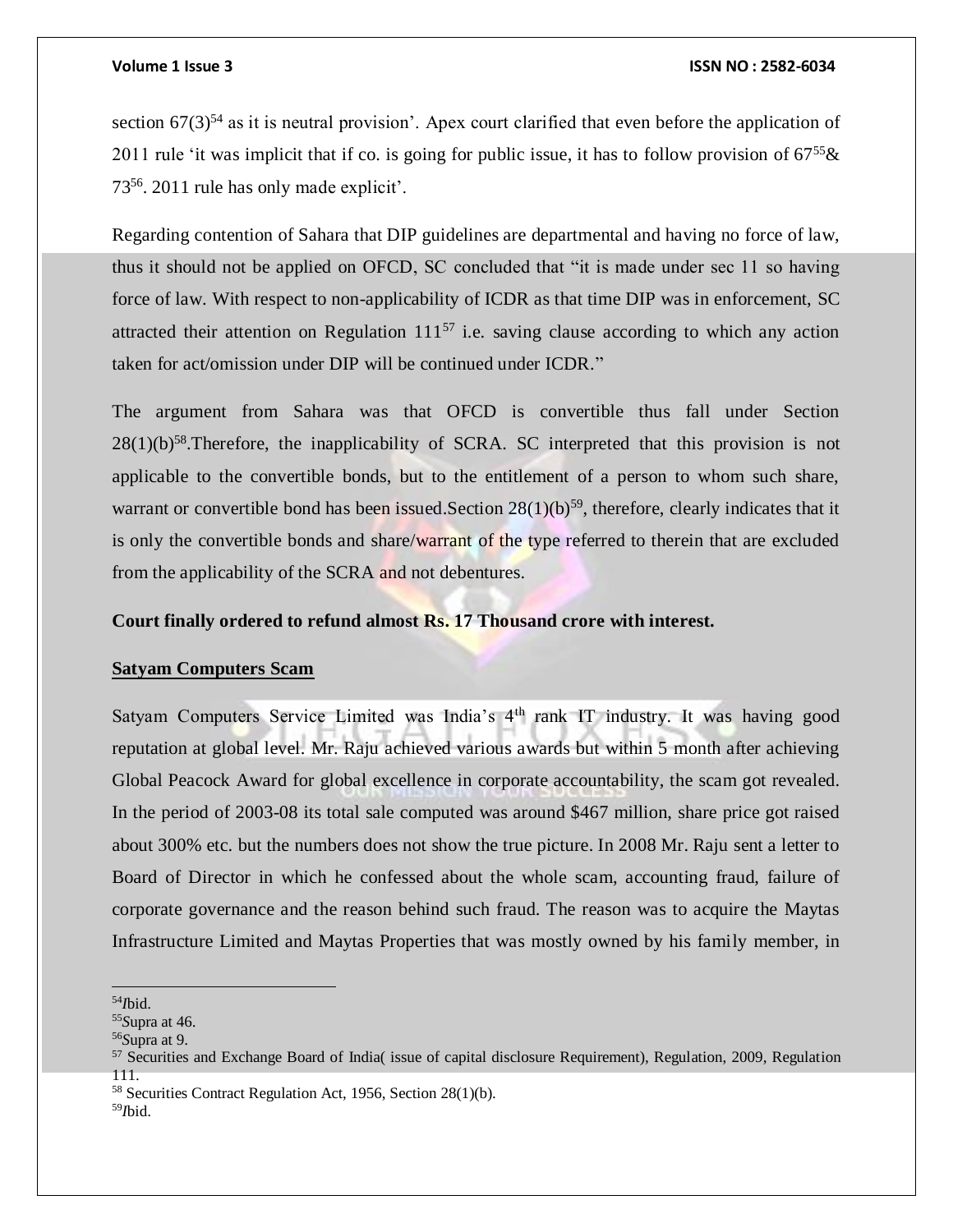section 67(3)[54] as it is neutral provision'. Apex court clarified that even before the application of 2011 rule 'it was implicit that if co. is going for public issue, it has to follow provision of 67[55]& 73[56]. 2011 rule has only made explicit'.

Regarding contention of Sahara that DIP guidelines are departmental and having no force of law, thus it should not be applied on OFCD, SC concluded that "it is made under sec 11 so having force of law. With respect to non-applicability of ICDR as that time DIP was in enforcement, SC attracted their attention on Regulation 111[57] i.e. saving clause according to which any action taken for act/omission under DIP will be continued under ICDR."

The argument from Sahara was that OFCD is convertible thus fall under Section 28(1)(b)[58].Therefore, the inapplicability of SCRA. SC interpreted that this provision is not applicable to the convertible bonds, but to the entitlement of a person to whom such share, warrant or convertible bond has been issued.Section 28(1)(b)[59], therefore, clearly indicates that it is only the convertible bonds and share/warrant of the type referred to therein that are excluded from the applicability of the SCRA and not debentures.

**Court finally ordered to refund almost Rs. 17 Thousand crore with interest.**

**Satyam Computers Scam**

Satyam Computers Service Limited was India's 4th rank IT industry. It was having good reputation at global level. Mr. Raju achieved various awards but within 5 month after achieving Global Peacock Award for global excellence in corporate accountability, the scam got revealed. In the period of 2003-08 its total sale computed was around $467 million, share price got raised about 300% etc. but the numbers does not show the true picture. In 2008 Mr. Raju sent a letter to Board of Director in which he confessed about the whole scam, accounting fraud, failure of corporate governance and the reason behind such fraud. The reason was to acquire the Maytas Infrastructure Limited and Maytas Properties that was mostly owned by his family member, in

---

[54] *I*bid.

[55] Supra at 46.

[56] Supra at 9.

[57] Securities and Exchange Board of India( issue of capital disclosure Requirement), Regulation, 2009, Regulation 111.

[58] Securities Contract Regulation Act, 1956, Section 28(1)(b).

[59] *I*bid.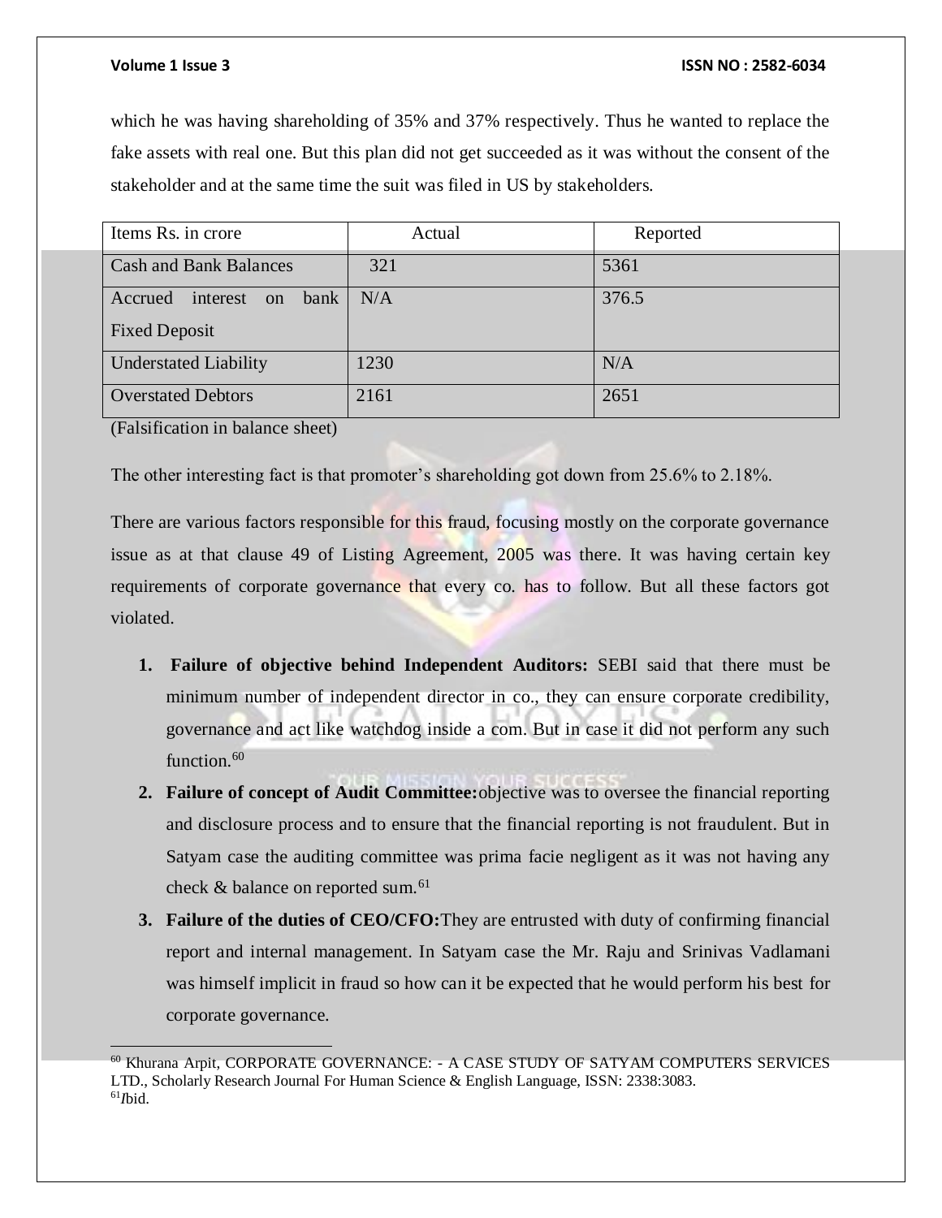which he was having shareholding of 35% and 37% respectively. Thus he wanted to replace the fake assets with real one. But this plan did not get succeeded as it was without the consent of the stakeholder and at the same time the suit was filed in US by stakeholders.

| Items Rs. in crore | Actual | Reported |
|---|---|---|
| Cash and Bank Balances | 321 | 5361 |
| Accrued interest on bank Fixed Deposit | N/A | 376.5 |
| Understated Liability | 1230 | N/A |
| Overstated Debtors | 2161 | 2651 |

(Falsification in balance sheet)

The other interesting fact is that promoter's shareholding got down from 25.6% to 2.18%.

There are various factors responsible for this fraud, focusing mostly on the corporate governance issue as at that clause 49 of Listing Agreement, 2005 was there. It was having certain key requirements of corporate governance that every co. has to follow. But all these factors got violated.

1. **Failure of objective behind Independent Auditors:** SEBI said that there must be minimum number of independent director in co., they can ensure corporate credibility, governance and act like watchdog inside a com. But in case it did not perform any such function.[60]
2. **Failure of concept of Audit Committee:**objective was to oversee the financial reporting and disclosure process and to ensure that the financial reporting is not fraudulent. But in Satyam case the auditing committee was prima facie negligent as it was not having any check & balance on reported sum.[61]
3. **Failure of the duties of CEO/CFO:**They are entrusted with duty of confirming financial report and internal management. In Satyam case the Mr. Raju and Srinivas Vadlamani was himself implicit in fraud so how can it be expected that he would perform his best for corporate governance.

---

[60] Khurana Arpit, CORPORATE GOVERNANCE: - A CASE STUDY OF SATYAM COMPUTERS SERVICES LTD., Scholarly Research Journal For Human Science & English Language, ISSN: 2338:3083.

[61] *I*bid.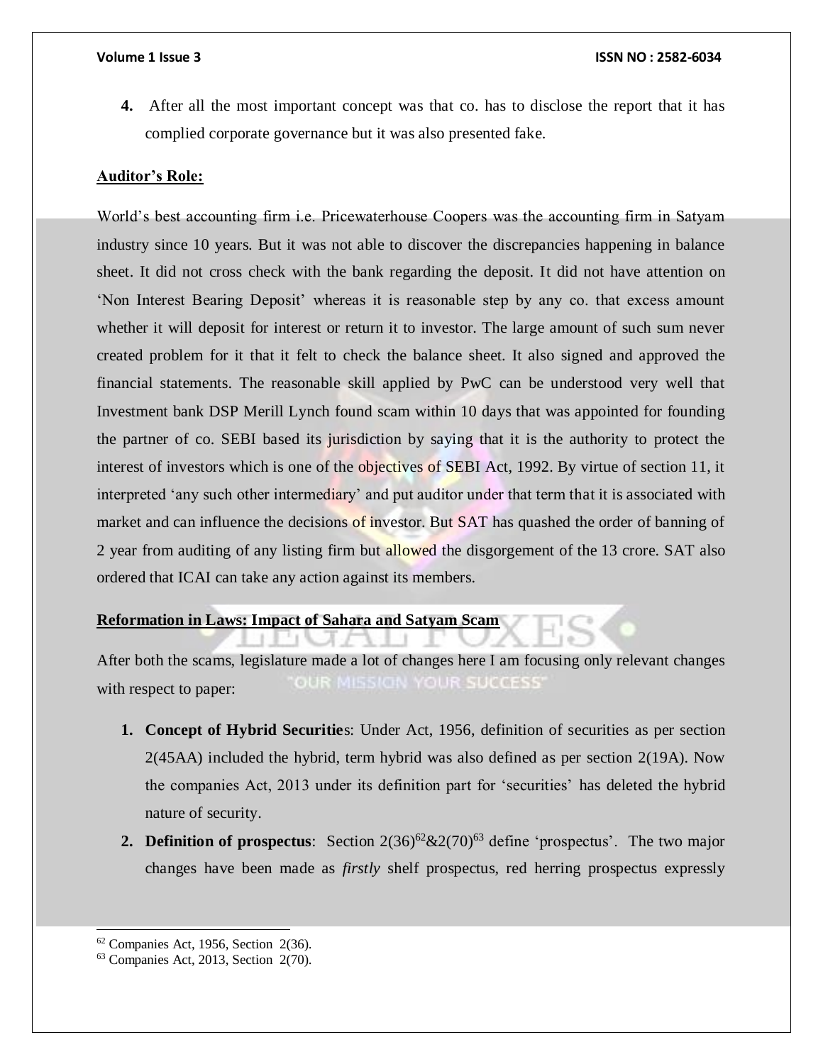4. After all the most important concept was that co. has to disclose the report that it has complied corporate governance but it was also presented fake.

**Auditor's Role:**

World's best accounting firm i.e. Pricewaterhouse Coopers was the accounting firm in Satyam industry since 10 years. But it was not able to discover the discrepancies happening in balance sheet. It did not cross check with the bank regarding the deposit. It did not have attention on 'Non Interest Bearing Deposit' whereas it is reasonable step by any co. that excess amount whether it will deposit for interest or return it to investor. The large amount of such sum never created problem for it that it felt to check the balance sheet. It also signed and approved the financial statements. The reasonable skill applied by PwC can be understood very well that Investment bank DSP Merill Lynch found scam within 10 days that was appointed for founding the partner of co. SEBI based its jurisdiction by saying that it is the authority to protect the interest of investors which is one of the objectives of SEBI Act, 1992. By virtue of section 11, it interpreted 'any such other intermediary' and put auditor under that term that it is associated with market and can influence the decisions of investor. But SAT has quashed the order of banning of 2 year from auditing of any listing firm but allowed the disgorgement of the 13 crore. SAT also ordered that ICAI can take any action against its members.

**Reformation in Laws: Impact of Sahara and Satyam Scam**

After both the scams, legislature made a lot of changes here I am focusing only relevant changes with respect to paper:

1. **Concept of Hybrid Securities**: Under Act, 1956, definition of securities as per section 2(45AA) included the hybrid, term hybrid was also defined as per section 2(19A). Now the companies Act, 2013 under its definition part for 'securities' has deleted the hybrid nature of security.
2. **Definition of prospectus**: Section 2(36)[62]&2(70)[63] define 'prospectus'. The two major changes have been made as *firstly* shelf prospectus, red herring prospectus expressly

[62] Companies Act, 1956, Section 2(36).

[63] Companies Act, 2013, Section 2(70).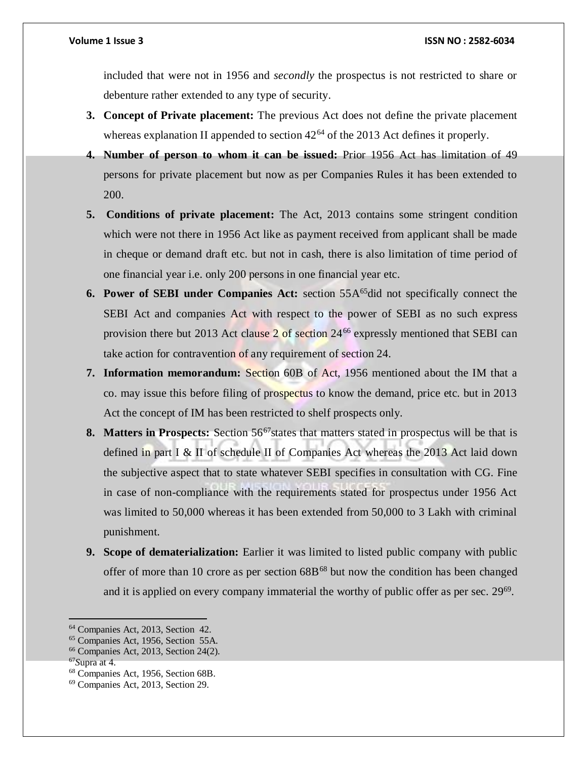included that were not in 1956 and *secondly* the prospectus is not restricted to share or debenture rather extended to any type of security.

3. **Concept of Private placement:** The previous Act does not define the private placement whereas explanation II appended to section 42[64] of the 2013 Act defines it properly.
4. **Number of person to whom it can be issued:** Prior 1956 Act has limitation of 49 persons for private placement but now as per Companies Rules it has been extended to 200.
5. **Conditions of private placement:** The Act, 2013 contains some stringent condition which were not there in 1956 Act like as payment received from applicant shall be made in cheque or demand draft etc. but not in cash, there is also limitation of time period of one financial year i.e. only 200 persons in one financial year etc.
6. **Power of SEBI under Companies Act:** section 55A[65]did not specifically connect the SEBI Act and companies Act with respect to the power of SEBI as no such express provision there but 2013 Act clause 2 of section 24[66] expressly mentioned that SEBI can take action for contravention of any requirement of section 24.
7. **Information memorandum:** Section 60B of Act, 1956 mentioned about the IM that a co. may issue this before filing of prospectus to know the demand, price etc. but in 2013 Act the concept of IM has been restricted to shelf prospects only.
8. **Matters in Prospects:** Section 56[67]states that matters stated in prospectus will be that is defined in part I & II of schedule II of Companies Act whereas the 2013 Act laid down the subjective aspect that to state whatever SEBI specifies in consultation with CG. Fine in case of non-compliance with the requirements stated for prospectus under 1956 Act was limited to 50,000 whereas it has been extended from 50,000 to 3 Lakh with criminal punishment.
9. **Scope of dematerialization:** Earlier it was limited to listed public company with public offer of more than 10 crore as per section 68B[68] but now the condition has been changed and it is applied on every company immaterial the worthy of public offer as per sec. 29[69].

---

[64] Companies Act, 2013, Section 42.
[65] Companies Act, 1956, Section 55A.
[66] Companies Act, 2013, Section 24(2).
[67]Supra at 4.
[68] Companies Act, 1956, Section 68B.
[69] Companies Act, 2013, Section 29.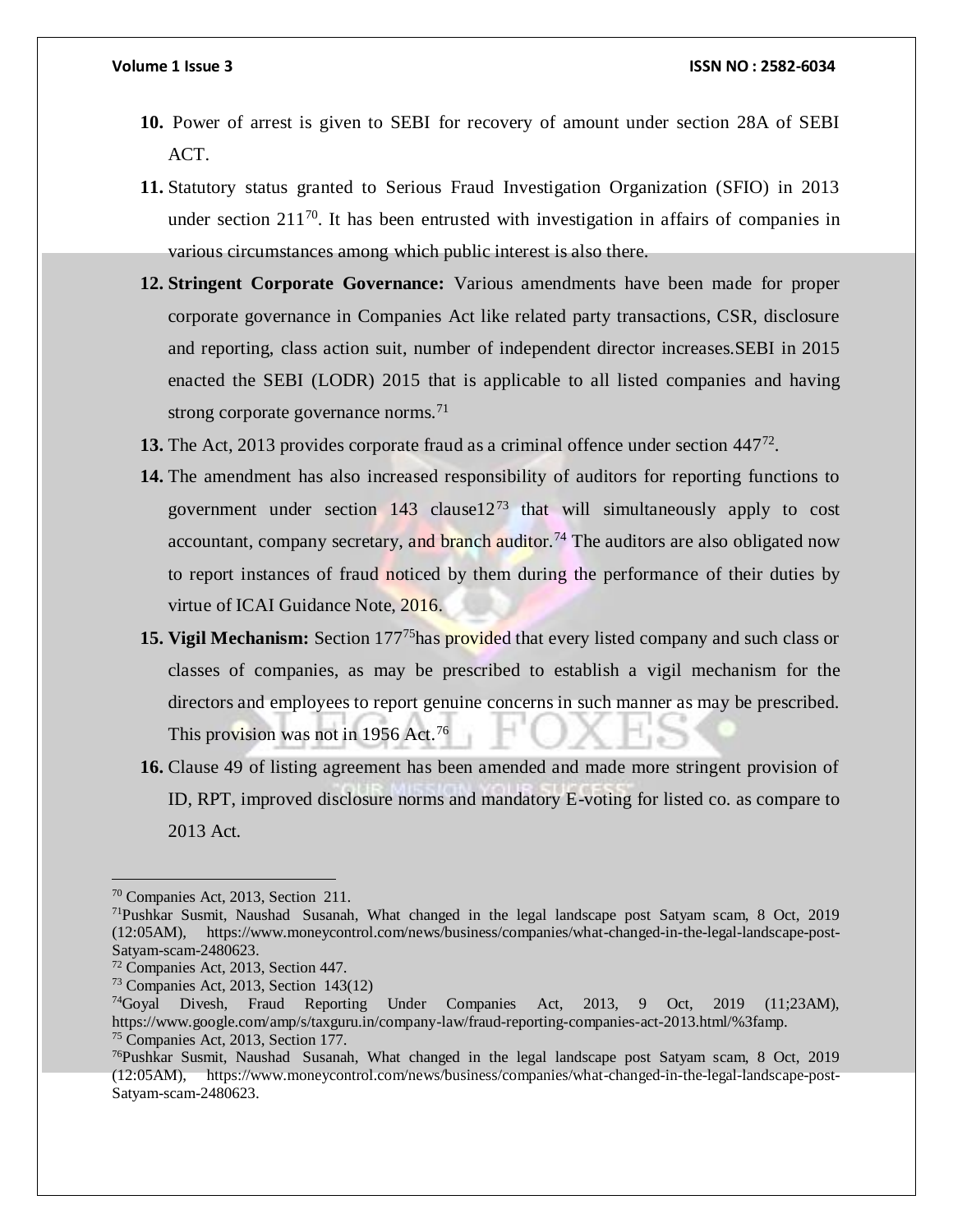10. Power of arrest is given to SEBI for recovery of amount under section 28A of SEBI ACT.

11. Statutory status granted to Serious Fraud Investigation Organization (SFIO) in 2013 under section 211[70]. It has been entrusted with investigation in affairs of companies in various circumstances among which public interest is also there.

12. **Stringent Corporate Governance:** Various amendments have been made for proper corporate governance in Companies Act like related party transactions, CSR, disclosure and reporting, class action suit, number of independent director increases.SEBI in 2015 enacted the SEBI (LODR) 2015 that is applicable to all listed companies and having strong corporate governance norms.[71]

13. The Act, 2013 provides corporate fraud as a criminal offence under section 447[72].

14. The amendment has also increased responsibility of auditors for reporting functions to government under section 143 clause12[73] that will simultaneously apply to cost accountant, company secretary, and branch auditor.[74] The auditors are also obligated now to report instances of fraud noticed by them during the performance of their duties by virtue of ICAI Guidance Note, 2016.

15. **Vigil Mechanism:** Section 177[75]has provided that every listed company and such class or classes of companies, as may be prescribed to establish a vigil mechanism for the directors and employees to report genuine concerns in such manner as may be prescribed. This provision was not in 1956 Act.[76]

16. Clause 49 of listing agreement has been amended and made more stringent provision of ID, RPT, improved disclosure norms and mandatory E-voting for listed co. as compare to 2013 Act.

---

[70] Companies Act, 2013, Section 211.

[71] Pushkar Susmit, Naushad Susanah, What changed in the legal landscape post Satyam scam, 8 Oct, 2019 (12:05AM), https://www.moneycontrol.com/news/business/companies/what-changed-in-the-legal-landscape-post-Satyam-scam-2480623.

[72] Companies Act, 2013, Section 447.

[73] Companies Act, 2013, Section 143(12)

[74] Goyal Divesh, Fraud Reporting Under Companies Act, 2013, 9 Oct, 2019 (11;23AM), https://www.google.com/amp/s/taxguru.in/company-law/fraud-reporting-companies-act-2013.html/%3famp.

[75] Companies Act, 2013, Section 177.

[76] Pushkar Susmit, Naushad Susanah, What changed in the legal landscape post Satyam scam, 8 Oct, 2019 (12:05AM), https://www.moneycontrol.com/news/business/companies/what-changed-in-the-legal-landscape-post-Satyam-scam-2480623.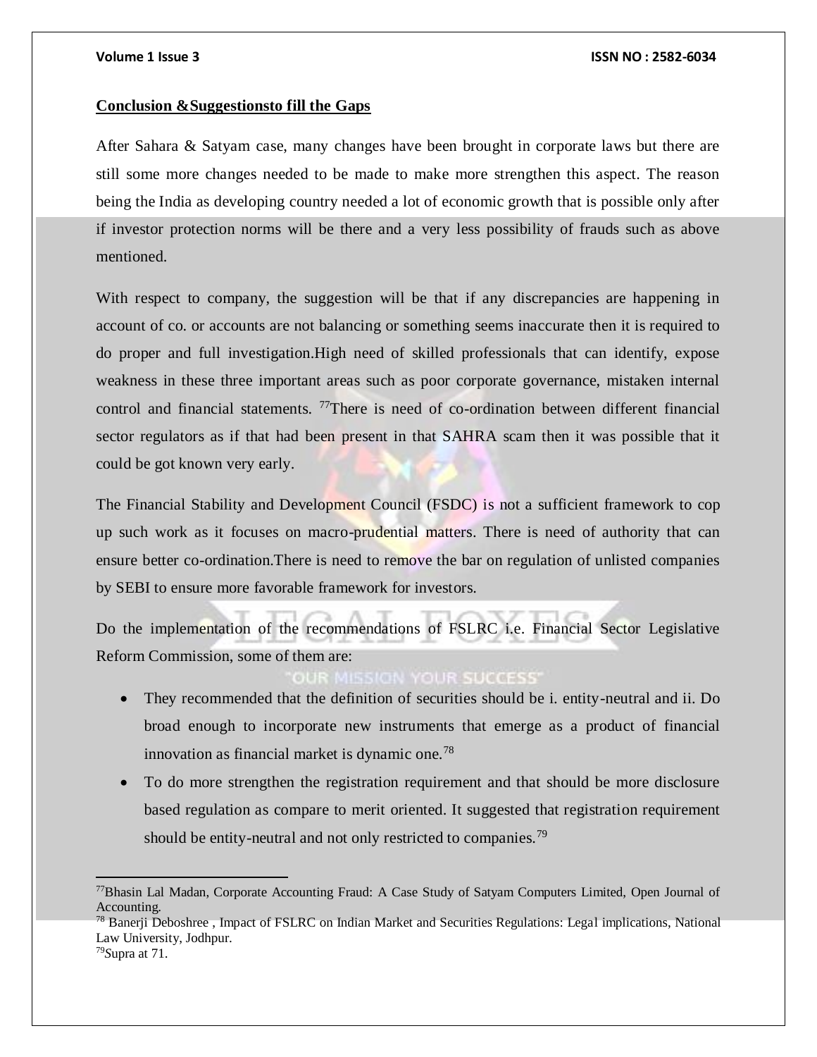**Conclusion &Suggestionsto fill the Gaps**

After Sahara & Satyam case, many changes have been brought in corporate laws but there are still some more changes needed to be made to make more strengthen this aspect. The reason being the India as developing country needed a lot of economic growth that is possible only after if investor protection norms will be there and a very less possibility of frauds such as above mentioned.

With respect to company, the suggestion will be that if any discrepancies are happening in account of co. or accounts are not balancing or something seems inaccurate then it is required to do proper and full investigation.High need of skilled professionals that can identify, expose weakness in these three important areas such as poor corporate governance, mistaken internal control and financial statements. [77]There is need of co-ordination between different financial sector regulators as if that had been present in that SAHRA scam then it was possible that it could be got known very early.

The Financial Stability and Development Council (FSDC) is not a sufficient framework to cop up such work as it focuses on macro-prudential matters. There is need of authority that can ensure better co-ordination.There is need to remove the bar on regulation of unlisted companies by SEBI to ensure more favorable framework for investors.

Do the implementation of the recommendations of FSLRC i.e. Financial Sector Legislative Reform Commission, some of them are:

- They recommended that the definition of securities should be i. entity-neutral and ii. Do broad enough to incorporate new instruments that emerge as a product of financial innovation as financial market is dynamic one.[78]
- To do more strengthen the registration requirement and that should be more disclosure based regulation as compare to merit oriented. It suggested that registration requirement should be entity-neutral and not only restricted to companies.[79]

---

[77]Bhasin Lal Madan, Corporate Accounting Fraud: A Case Study of Satyam Computers Limited, Open Journal of Accounting.

[78] Banerji Deboshree , Impact of FSLRC on Indian Market and Securities Regulations: Legal implications, National Law University, Jodhpur.

[79]Supra at 71.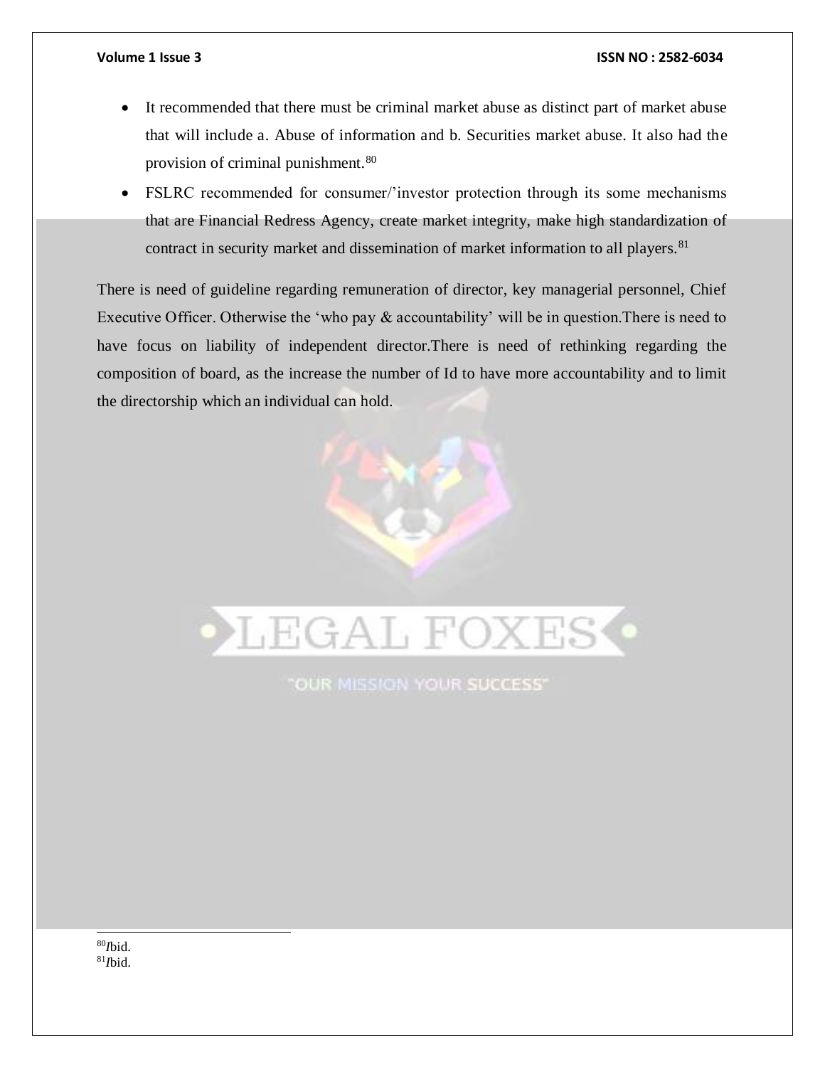- It recommended that there must be criminal market abuse as distinct part of market abuse that will include a. Abuse of information and b. Securities market abuse. It also had the provision of criminal punishment.[80]
- FSLRC recommended for consumer/'investor protection through its some mechanisms that are Financial Redress Agency, create market integrity, make high standardization of contract in security market and dissemination of market information to all players.[81]

There is need of guideline regarding remuneration of director, key managerial personnel, Chief Executive Officer. Otherwise the 'who pay & accountability' will be in question.There is need to have focus on liability of independent director.There is need of rethinking regarding the composition of board, as the increase the number of Id to have more accountability and to limit the directorship which an individual can hold.

[80] *I*bid.
[81] *I*bid.